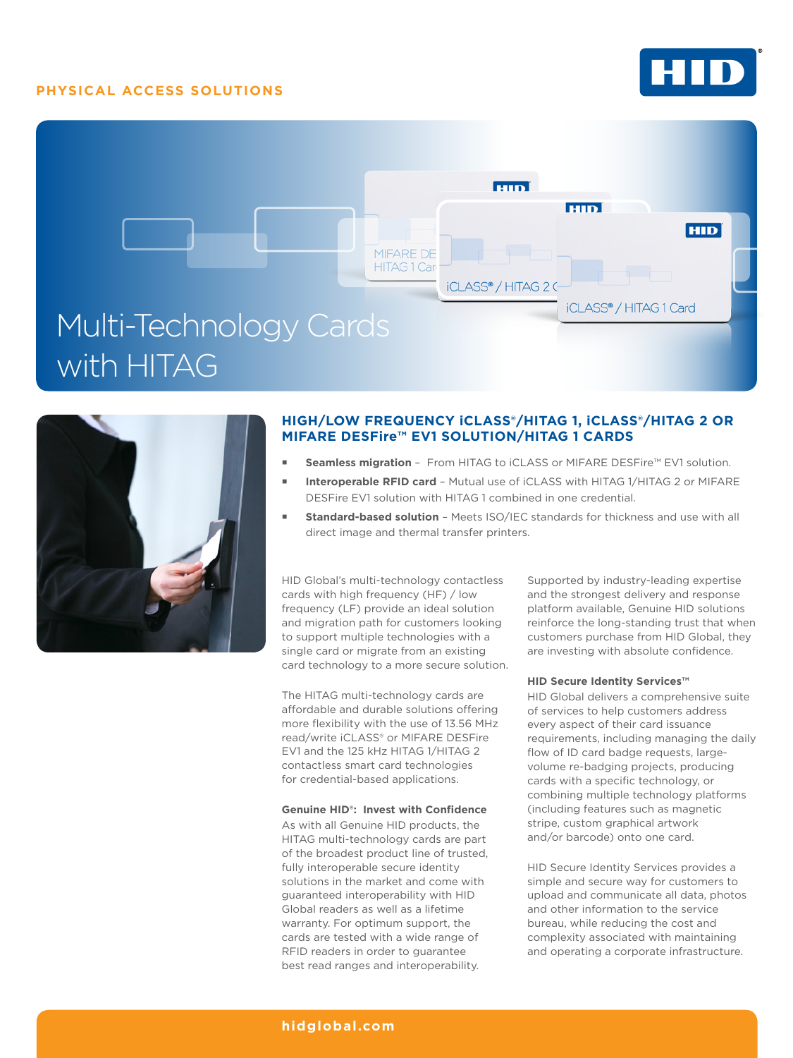PHYSICAL ACCESS SOLUTIONS

# Multi-Technology Cards with HITAG

## HIGH/LOW FREQUENCY iCLASS®/HITAG 1, iCLASS®/HITAG 2 OR MIFARE DESFire™ EV1 SOLUTION/HITAG 1 CARDS

- **Seamless migration** – From HITAG to iCLASS or MIFARE DESFire™ EV1 solution.
- **Interoperable RFID card** – Mutual use of iCLASS with HITAG 1/HITAG 2 or MIFARE DESFire EV1 solution with HITAG 1 combined in one credential.
- **Standard-based solution** – Meets ISO/IEC standards for thickness and use with all direct image and thermal transfer printers.

HID Global's multi-technology contactless cards with high frequency (HF) / low frequency (LF) provide an ideal solution and migration path for customers looking to support multiple technologies with a single card or migrate from an existing card technology to a more secure solution.

The HITAG multi-technology cards are affordable and durable solutions offering more flexibility with the use of 13.56 MHz read/write iCLASS® or MIFARE DESFire EV1 and the 125 kHz HITAG 1/HITAG 2 contactless smart card technologies for credential-based applications.

### Genuine HID®: Invest with Confidence

As with all Genuine HID products, the HITAG multi-technology cards are part of the broadest product line of trusted, fully interoperable secure identity solutions in the market and come with guaranteed interoperability with HID Global readers as well as a lifetime warranty. For optimum support, the cards are tested with a wide range of RFID readers in order to guarantee best read ranges and interoperability.

Supported by industry-leading expertise and the strongest delivery and response platform available, Genuine HID solutions reinforce the long-standing trust that when customers purchase from HID Global, they are investing with absolute confidence.

### HID Secure Identity Services™

HID Global delivers a comprehensive suite of services to help customers address every aspect of their card issuance requirements, including managing the daily flow of ID card badge requests, large-volume re-badging projects, producing cards with a specific technology, or combining multiple technology platforms (including features such as magnetic stripe, custom graphical artwork and/or barcode) onto one card.

HID Secure Identity Services provides a simple and secure way for customers to upload and communicate all data, photos and other information to the service bureau, while reducing the cost and complexity associated with maintaining and operating a corporate infrastructure.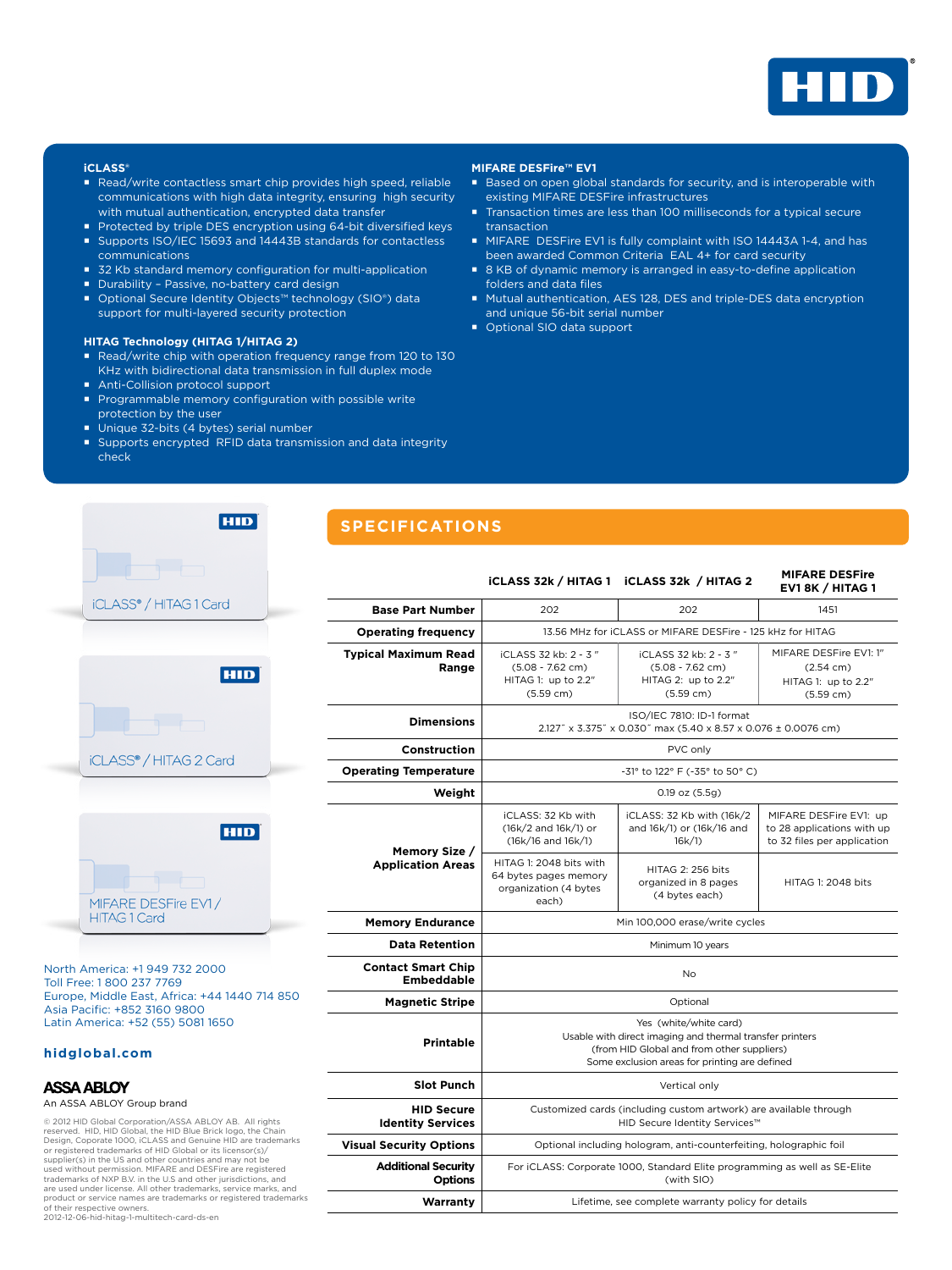## iCLASS®

- Read/write contactless smart chip provides high speed, reliable communications with high data integrity, ensuring high security with mutual authentication, encrypted data transfer
- Protected by triple DES encryption using 64-bit diversified keys
- Supports ISO/IEC 15693 and 14443B standards for contactless communications
- 32 Kb standard memory configuration for multi-application
- Durability – Passive, no-battery card design
- Optional Secure Identity Objects™ technology (SIO®) data support for multi-layered security protection

## HITAG Technology (HITAG 1/HITAG 2)

- Read/write chip with operation frequency range from 120 to 130 KHz with bidirectional data transmission in full duplex mode
- Anti-Collision protocol support
- Programmable memory configuration with possible write protection by the user
- Unique 32-bits (4 bytes) serial number
- Supports encrypted RFID data transmission and data integrity check

## MIFARE DESFire™ EV1

- Based on open global standards for security, and is interoperable with existing MIFARE DESFire infrastructures
- Transaction times are less than 100 milliseconds for a typical secure transaction
- MIFARE DESFire EV1 is fully complaint with ISO 14443A 1-4, and has been awarded Common Criteria EAL 4+ for card security
- 8 KB of dynamic memory is arranged in easy-to-define application folders and data files
- Mutual authentication, AES 128, DES and triple-DES data encryption and unique 56-bit serial number
- Optional SIO data support

iCLASS® / HITAG 1 Card

iCLASS® / HITAG 2 Card

MIFARE DESFire EV1 / HITAG 1 Card

## SPECIFICATIONS

| | iCLASS 32k / HITAG 1 | iCLASS 32k / HITAG 2 | MIFARE DESFire EV1 8K / HITAG 1 |
|---|---|---|---|
| **Base Part Number** | 202 | 202 | 1451 |
| **Operating frequency** | 13.56 MHz for iCLASS or MIFARE DESFire - 125 kHz for HITAG | | |
| **Typical Maximum Read Range** | iCLASS 32 kb: 2 - 3" (5.08 - 7.62 cm) HITAG 1: up to 2.2" (5.59 cm) | iCLASS 32 kb: 2 - 3" (5.08 - 7.62 cm) HITAG 2: up to 2.2" (5.59 cm) | MIFARE DESFire EV1: 1" (2.54 cm) HITAG 1: up to 2.2" (5.59 cm) |
| **Dimensions** | ISO/IEC 7810: ID-1 format 2.127" x 3.375" x 0.030" max (5.40 x 8.57 x 0.076 ± 0.0076 cm) | | |
| **Construction** | PVC only | | |
| **Operating Temperature** | -31° to 122° F (-35° to 50° C) | | |
| **Weight** | 0.19 oz (5.5g) | | |
| **Memory Size / Application Areas** | iCLASS: 32 Kb with (16k/2 and 16k/1) or (16k/16 and 16k/1) | iCLASS: 32 Kb with (16k/2 and 16k/1) or (16k/16 and 16k/1) | MIFARE DESFire EV1: up to 28 applications with up to 32 files per application |
| | HITAG 1: 2048 bits with 64 bytes pages memory organization (4 bytes each) | HITAG 2: 256 bits organized in 8 pages (4 bytes each) | HITAG 1: 2048 bits |
| **Memory Endurance** | Min 100,000 erase/write cycles | | |
| **Data Retention** | Minimum 10 years | | |
| **Contact Smart Chip Embeddable** | No | | |
| **Magnetic Stripe** | Optional | | |
| **Printable** | Yes (white/white card) Usable with direct imaging and thermal transfer printers (from HID Global and from other suppliers) Some exclusion areas for printing are defined | | |
| **Slot Punch** | Vertical only | | |
| **HID Secure Identity Services** | Customized cards (including custom artwork) are available through HID Secure Identity Services™ | | |
| **Visual Security Options** | Optional including hologram, anti-counterfeiting, holographic foil | | |
| **Additional Security Options** | For iCLASS: Corporate 1000, Standard Elite programming as well as SE-Elite (with SIO) | | |
| **Warranty** | Lifetime, see complete warranty policy for details | | |

North America: +1 949 732 2000
Toll Free: 1 800 237 7769
Europe, Middle East, Africa: +44 1440 714 850
Asia Pacific: +852 3160 9800
Latin America: +52 (55) 5081 1650

**hidglobal.com**

**ASSA ABLOY**
An ASSA ABLOY Group brand

© 2012 HID Global Corporation/ASSA ABLOY AB. All rights reserved. HID, HID Global, the HID Blue Brick logo, the Chain Design, Coporate 1000, iCLASS and Genuine HID are trademarks or registered trademarks of HID Global or its licensor(s)/supplier(s) in the US and other countries and may not be used without permission. MIFARE and DESFire are registered trademarks of NXP B.V. in the U.S and other jurisdictions, and are used under license. All other trademarks, service marks, and product or service names are trademarks or registered trademarks of their respective owners.
2012-12-06-hid-hitag-1-multitech-card-ds-en